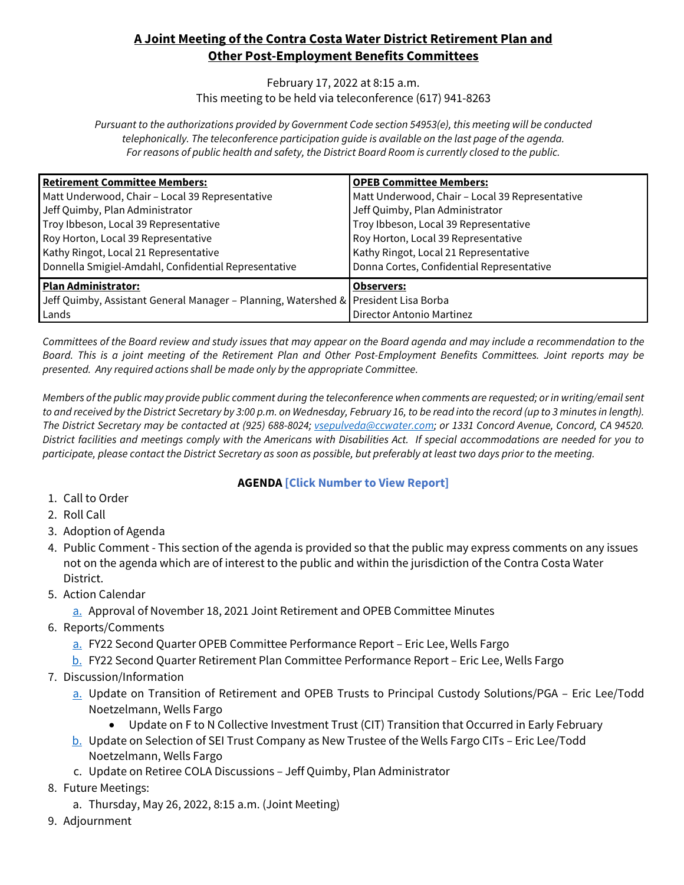# A Joint Meeting of the Contra Costa Water District Retirement Plan and Other Post-Employment Benefits Committees

February 17, 2022 at 8:15 a.m.
This meeting to be held via teleconference (617) 941-8263

*Pursuant to the authorizations provided by Government Code section 54953(e), this meeting will be conducted telephonically. The teleconference participation guide is available on the last page of the agenda. For reasons of public health and safety, the District Board Room is currently closed to the public.*

| **Retirement Committee Members:** | **OPEB Committee Members:** |
|---|---|
| Matt Underwood, Chair – Local 39 Representative | Matt Underwood, Chair – Local 39 Representative |
| Jeff Quimby, Plan Administrator | Jeff Quimby, Plan Administrator |
| Troy Ibbeson, Local 39 Representative | Troy Ibbeson, Local 39 Representative |
| Roy Horton, Local 39 Representative | Roy Horton, Local 39 Representative |
| Kathy Ringot, Local 21 Representative | Kathy Ringot, Local 21 Representative |
| Donnella Smigiel-Amdahl, Confidential Representative | Donna Cortes, Confidential Representative |
| **Plan Administrator:** | **Observers:** |
| Jeff Quimby, Assistant General Manager – Planning, Watershed & Lands | President Lisa Borba<br>Director Antonio Martinez |

*Committees of the Board review and study issues that may appear on the Board agenda and may include a recommendation to the Board. This is a joint meeting of the Retirement Plan and Other Post-Employment Benefits Committees. Joint reports may be presented. Any required actions shall be made only by the appropriate Committee.*

*Members of the public may provide public comment during the teleconference when comments are requested; or in writing/email sent to and received by the District Secretary by 3:00 p.m. on Wednesday, February 16, to be read into the record (up to 3 minutes in length). The District Secretary may be contacted at (925) 688-8024; vsepulveda@ccwater.com; or 1331 Concord Avenue, Concord, CA 94520. District facilities and meetings comply with the Americans with Disabilities Act. If special accommodations are needed for you to participate, please contact the District Secretary as soon as possible, but preferably at least two days prior to the meeting.*

**AGENDA [Click Number to View Report]**

1. Call to Order
2. Roll Call
3. Adoption of Agenda
4. Public Comment - This section of the agenda is provided so that the public may express comments on any issues not on the agenda which are of interest to the public and within the jurisdiction of the Contra Costa Water District.
5. Action Calendar
   a. Approval of November 18, 2021 Joint Retirement and OPEB Committee Minutes
6. Reports/Comments
   a. FY22 Second Quarter OPEB Committee Performance Report – Eric Lee, Wells Fargo
   b. FY22 Second Quarter Retirement Plan Committee Performance Report – Eric Lee, Wells Fargo
7. Discussion/Information
   a. Update on Transition of Retirement and OPEB Trusts to Principal Custody Solutions/PGA – Eric Lee/Todd Noetzelmann, Wells Fargo
      - Update on F to N Collective Investment Trust (CIT) Transition that Occurred in Early February
   b. Update on Selection of SEI Trust Company as New Trustee of the Wells Fargo CITs – Eric Lee/Todd Noetzelmann, Wells Fargo
   c. Update on Retiree COLA Discussions – Jeff Quimby, Plan Administrator
8. Future Meetings:
   a. Thursday, May 26, 2022, 8:15 a.m. (Joint Meeting)
9. Adjournment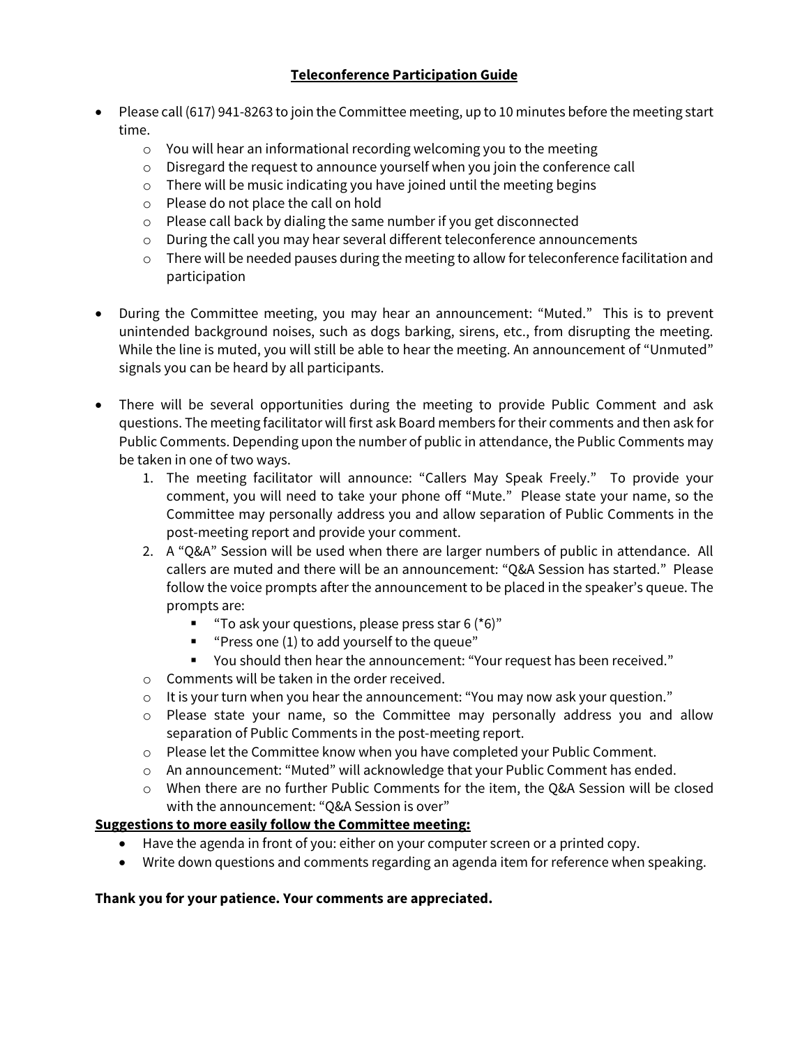# Teleconference Participation Guide

- Please call (617) 941-8263 to join the Committee meeting, up to 10 minutes before the meeting start time.
    - You will hear an informational recording welcoming you to the meeting
    - Disregard the request to announce yourself when you join the conference call
    - There will be music indicating you have joined until the meeting begins
    - Please do not place the call on hold
    - Please call back by dialing the same number if you get disconnected
    - During the call you may hear several different teleconference announcements
    - There will be needed pauses during the meeting to allow for teleconference facilitation and participation

- During the Committee meeting, you may hear an announcement: "Muted." This is to prevent unintended background noises, such as dogs barking, sirens, etc., from disrupting the meeting. While the line is muted, you will still be able to hear the meeting. An announcement of "Unmuted" signals you can be heard by all participants.

- There will be several opportunities during the meeting to provide Public Comment and ask questions. The meeting facilitator will first ask Board members for their comments and then ask for Public Comments. Depending upon the number of public in attendance, the Public Comments may be taken in one of two ways.
    1. The meeting facilitator will announce: "Callers May Speak Freely." To provide your comment, you will need to take your phone off "Mute." Please state your name, so the Committee may personally address you and allow separation of Public Comments in the post-meeting report and provide your comment.
    2. A "Q&A" Session will be used when there are larger numbers of public in attendance. All callers are muted and there will be an announcement: "Q&A Session has started." Please follow the voice prompts after the announcement to be placed in the speaker's queue. The prompts are:
        - "To ask your questions, please press star 6 (*6)"
        - "Press one (1) to add yourself to the queue"
        - You should then hear the announcement: "Your request has been received."
    - Comments will be taken in the order received.
    - It is your turn when you hear the announcement: "You may now ask your question."
    - Please state your name, so the Committee may personally address you and allow separation of Public Comments in the post-meeting report.
    - Please let the Committee know when you have completed your Public Comment.
    - An announcement: "Muted" will acknowledge that your Public Comment has ended.
    - When there are no further Public Comments for the item, the Q&A Session will be closed with the announcement: "Q&A Session is over"

**Suggestions to more easily follow the Committee meeting:**

- Have the agenda in front of you: either on your computer screen or a printed copy.
- Write down questions and comments regarding an agenda item for reference when speaking.

**Thank you for your patience. Your comments are appreciated.**